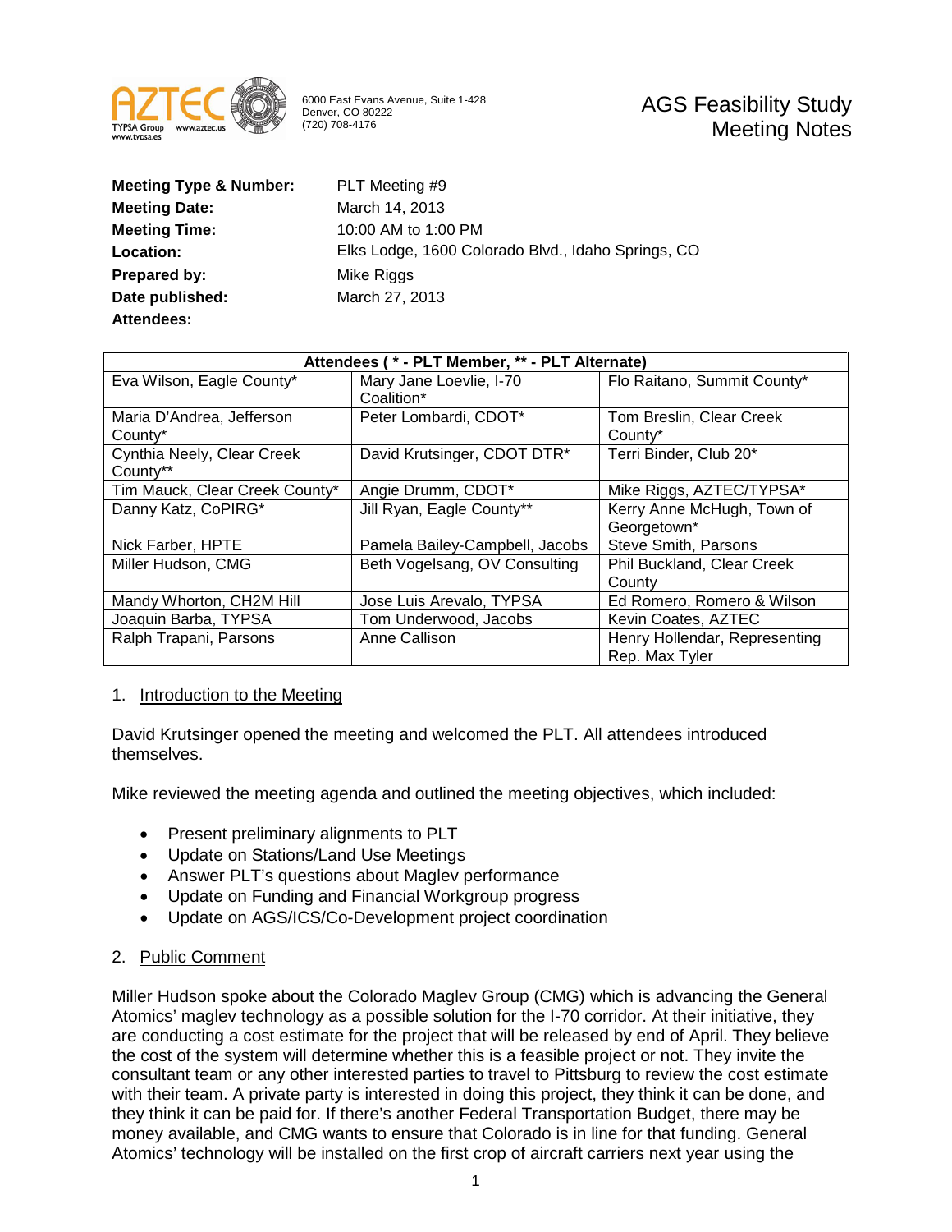6000 East Evans Avenue, Suite 1-428
Denver, CO 80222
(720) 708-4176

# AGS Feasibility Study Meeting Notes

**Meeting Type & Number:** PLT Meeting #9
**Meeting Date:** March 14, 2013
**Meeting Time:** 10:00 AM to 1:00 PM
**Location:** Elks Lodge, 1600 Colorado Blvd., Idaho Springs, CO
**Prepared by:** Mike Riggs
**Date published:** March 27, 2013
**Attendees:**

| Attendees ( * - PLT Member, ** - PLT Alternate) | | |
|---|---|---|
| Eva Wilson, Eagle County* | Mary Jane Loevlie, I-70 Coalition* | Flo Raitano, Summit County* |
| Maria D'Andrea, Jefferson County* | Peter Lombardi, CDOT* | Tom Breslin, Clear Creek County* |
| Cynthia Neely, Clear Creek County** | David Krutsinger, CDOT DTR* | Terri Binder, Club 20* |
| Tim Mauck, Clear Creek County* | Angie Drumm, CDOT* | Mike Riggs, AZTEC/TYPSA* |
| Danny Katz, CoPIRG* | Jill Ryan, Eagle County** | Kerry Anne McHugh, Town of Georgetown* |
| Nick Farber, HPTE | Pamela Bailey-Campbell, Jacobs | Steve Smith, Parsons |
| Miller Hudson, CMG | Beth Vogelsang, OV Consulting | Phil Buckland, Clear Creek County |
| Mandy Whorton, CH2M Hill | Jose Luis Arevalo, TYPSA | Ed Romero, Romero & Wilson |
| Joaquin Barba, TYPSA | Tom Underwood, Jacobs | Kevin Coates, AZTEC |
| Ralph Trapani, Parsons | Anne Callison | Henry Hollendar, Representing Rep. Max Tyler |

## 1. Introduction to the Meeting

David Krutsinger opened the meeting and welcomed the PLT. All attendees introduced themselves.

Mike reviewed the meeting agenda and outlined the meeting objectives, which included:

- Present preliminary alignments to PLT
- Update on Stations/Land Use Meetings
- Answer PLT's questions about Maglev performance
- Update on Funding and Financial Workgroup progress
- Update on AGS/ICS/Co-Development project coordination

## 2. Public Comment

Miller Hudson spoke about the Colorado Maglev Group (CMG) which is advancing the General Atomics' maglev technology as a possible solution for the I-70 corridor. At their initiative, they are conducting a cost estimate for the project that will be released by end of April. They believe the cost of the system will determine whether this is a feasible project or not. They invite the consultant team or any other interested parties to travel to Pittsburg to review the cost estimate with their team. A private party is interested in doing this project, they think it can be done, and they think it can be paid for. If there's another Federal Transportation Budget, there may be money available, and CMG wants to ensure that Colorado is in line for that funding. General Atomics' technology will be installed on the first crop of aircraft carriers next year using the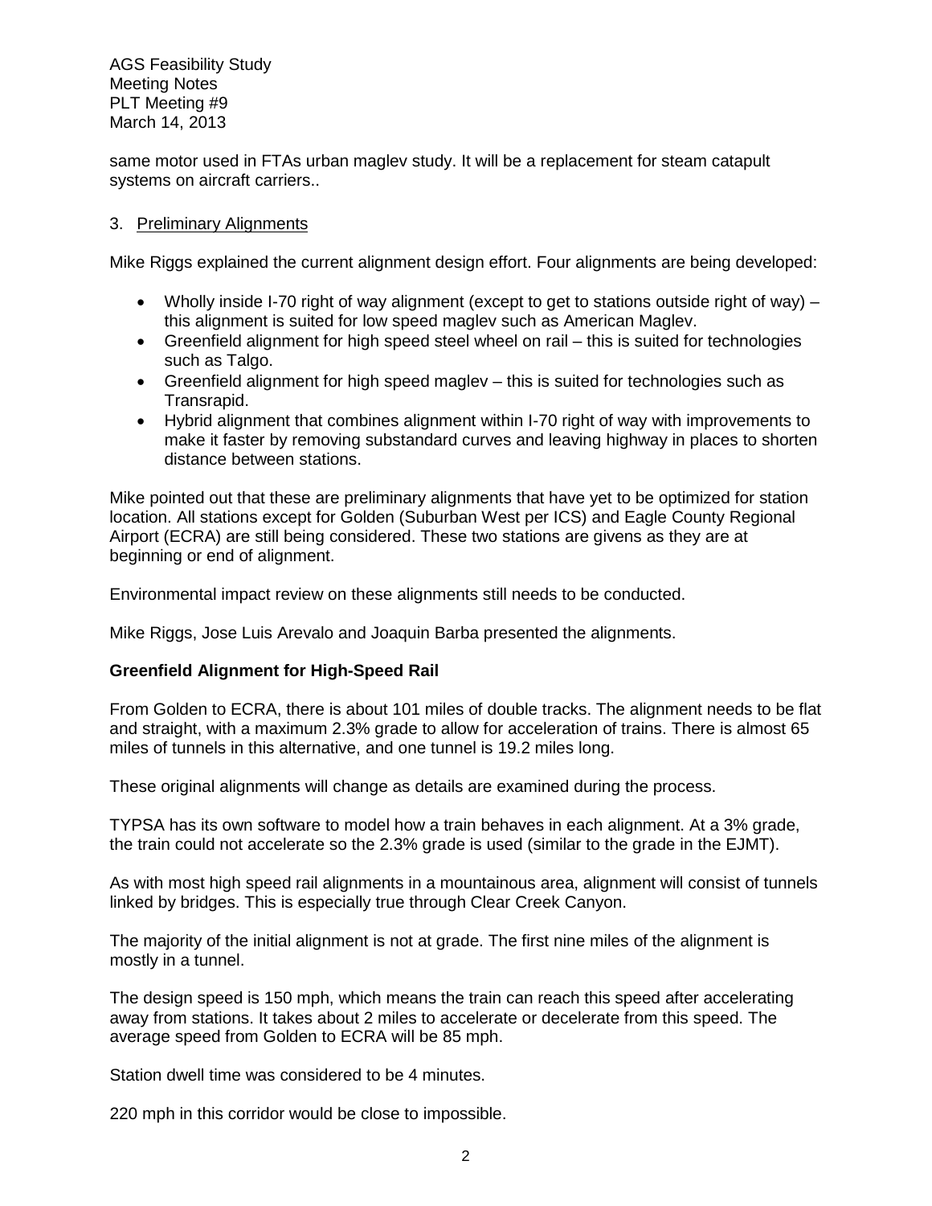same motor used in FTAs urban maglev study. It will be a replacement for steam catapult systems on aircraft carriers..

3. Preliminary Alignments

Mike Riggs explained the current alignment design effort. Four alignments are being developed:

- Wholly inside I-70 right of way alignment (except to get to stations outside right of way) – this alignment is suited for low speed maglev such as American Maglev.
- Greenfield alignment for high speed steel wheel on rail – this is suited for technologies such as Talgo.
- Greenfield alignment for high speed maglev – this is suited for technologies such as Transrapid.
- Hybrid alignment that combines alignment within I-70 right of way with improvements to make it faster by removing substandard curves and leaving highway in places to shorten distance between stations.

Mike pointed out that these are preliminary alignments that have yet to be optimized for station location. All stations except for Golden (Suburban West per ICS) and Eagle County Regional Airport (ECRA) are still being considered. These two stations are givens as they are at beginning or end of alignment.

Environmental impact review on these alignments still needs to be conducted.

Mike Riggs, Jose Luis Arevalo and Joaquin Barba presented the alignments.

**Greenfield Alignment for High-Speed Rail**

From Golden to ECRA, there is about 101 miles of double tracks. The alignment needs to be flat and straight, with a maximum 2.3% grade to allow for acceleration of trains. There is almost 65 miles of tunnels in this alternative, and one tunnel is 19.2 miles long.

These original alignments will change as details are examined during the process.

TYPSA has its own software to model how a train behaves in each alignment. At a 3% grade, the train could not accelerate so the 2.3% grade is used (similar to the grade in the EJMT).

As with most high speed rail alignments in a mountainous area, alignment will consist of tunnels linked by bridges. This is especially true through Clear Creek Canyon.

The majority of the initial alignment is not at grade. The first nine miles of the alignment is mostly in a tunnel.

The design speed is 150 mph, which means the train can reach this speed after accelerating away from stations. It takes about 2 miles to accelerate or decelerate from this speed. The average speed from Golden to ECRA will be 85 mph.

Station dwell time was considered to be 4 minutes.

220 mph in this corridor would be close to impossible.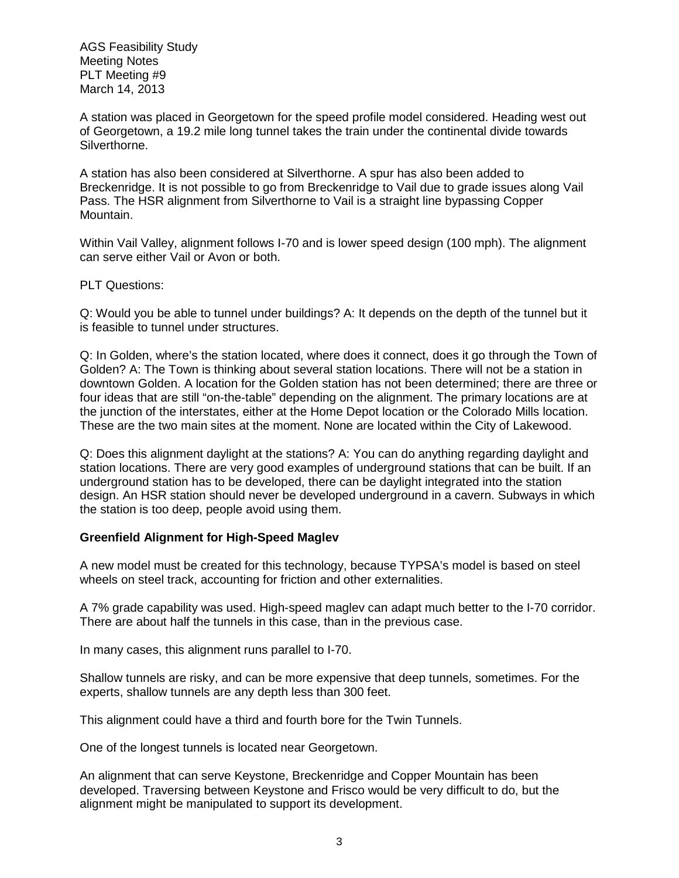AGS Feasibility Study
Meeting Notes
PLT Meeting #9
March 14, 2013

A station was placed in Georgetown for the speed profile model considered. Heading west out of Georgetown, a 19.2 mile long tunnel takes the train under the continental divide towards Silverthorne.

A station has also been considered at Silverthorne. A spur has also been added to Breckenridge. It is not possible to go from Breckenridge to Vail due to grade issues along Vail Pass. The HSR alignment from Silverthorne to Vail is a straight line bypassing Copper Mountain.

Within Vail Valley, alignment follows I-70 and is lower speed design (100 mph). The alignment can serve either Vail or Avon or both.

PLT Questions:

Q: Would you be able to tunnel under buildings? A: It depends on the depth of the tunnel but it is feasible to tunnel under structures.

Q: In Golden, where's the station located, where does it connect, does it go through the Town of Golden? A: The Town is thinking about several station locations. There will not be a station in downtown Golden. A location for the Golden station has not been determined; there are three or four ideas that are still "on-the-table" depending on the alignment. The primary locations are at the junction of the interstates, either at the Home Depot location or the Colorado Mills location. These are the two main sites at the moment. None are located within the City of Lakewood.

Q: Does this alignment daylight at the stations? A: You can do anything regarding daylight and station locations. There are very good examples of underground stations that can be built. If an underground station has to be developed, there can be daylight integrated into the station design. An HSR station should never be developed underground in a cavern. Subways in which the station is too deep, people avoid using them.

**Greenfield Alignment for High-Speed Maglev**

A new model must be created for this technology, because TYPSA's model is based on steel wheels on steel track, accounting for friction and other externalities.

A 7% grade capability was used. High-speed maglev can adapt much better to the I-70 corridor. There are about half the tunnels in this case, than in the previous case.

In many cases, this alignment runs parallel to I-70.

Shallow tunnels are risky, and can be more expensive that deep tunnels, sometimes. For the experts, shallow tunnels are any depth less than 300 feet.

This alignment could have a third and fourth bore for the Twin Tunnels.

One of the longest tunnels is located near Georgetown.

An alignment that can serve Keystone, Breckenridge and Copper Mountain has been developed. Traversing between Keystone and Frisco would be very difficult to do, but the alignment might be manipulated to support its development.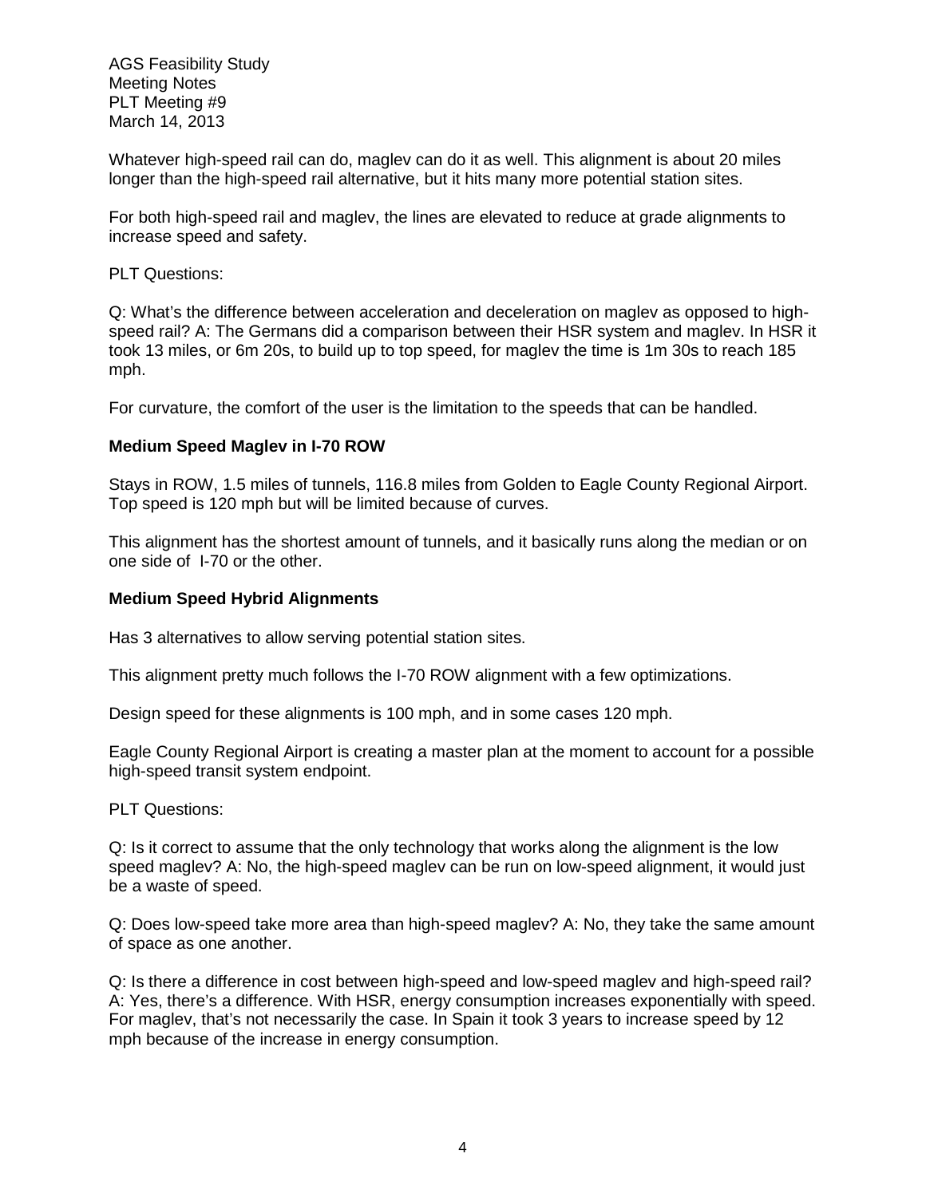Whatever high-speed rail can do, maglev can do it as well. This alignment is about 20 miles longer than the high-speed rail alternative, but it hits many more potential station sites.

For both high-speed rail and maglev, the lines are elevated to reduce at grade alignments to increase speed and safety.

PLT Questions:

Q: What's the difference between acceleration and deceleration on maglev as opposed to high-speed rail? A: The Germans did a comparison between their HSR system and maglev. In HSR it took 13 miles, or 6m 20s, to build up to top speed, for maglev the time is 1m 30s to reach 185 mph.

For curvature, the comfort of the user is the limitation to the speeds that can be handled.

**Medium Speed Maglev in I-70 ROW**

Stays in ROW, 1.5 miles of tunnels, 116.8 miles from Golden to Eagle County Regional Airport. Top speed is 120 mph but will be limited because of curves.

This alignment has the shortest amount of tunnels, and it basically runs along the median or on one side of I-70 or the other.

**Medium Speed Hybrid Alignments**

Has 3 alternatives to allow serving potential station sites.

This alignment pretty much follows the I-70 ROW alignment with a few optimizations.

Design speed for these alignments is 100 mph, and in some cases 120 mph.

Eagle County Regional Airport is creating a master plan at the moment to account for a possible high-speed transit system endpoint.

PLT Questions:

Q: Is it correct to assume that the only technology that works along the alignment is the low speed maglev? A: No, the high-speed maglev can be run on low-speed alignment, it would just be a waste of speed.

Q: Does low-speed take more area than high-speed maglev? A: No, they take the same amount of space as one another.

Q: Is there a difference in cost between high-speed and low-speed maglev and high-speed rail? A: Yes, there's a difference. With HSR, energy consumption increases exponentially with speed. For maglev, that's not necessarily the case. In Spain it took 3 years to increase speed by 12 mph because of the increase in energy consumption.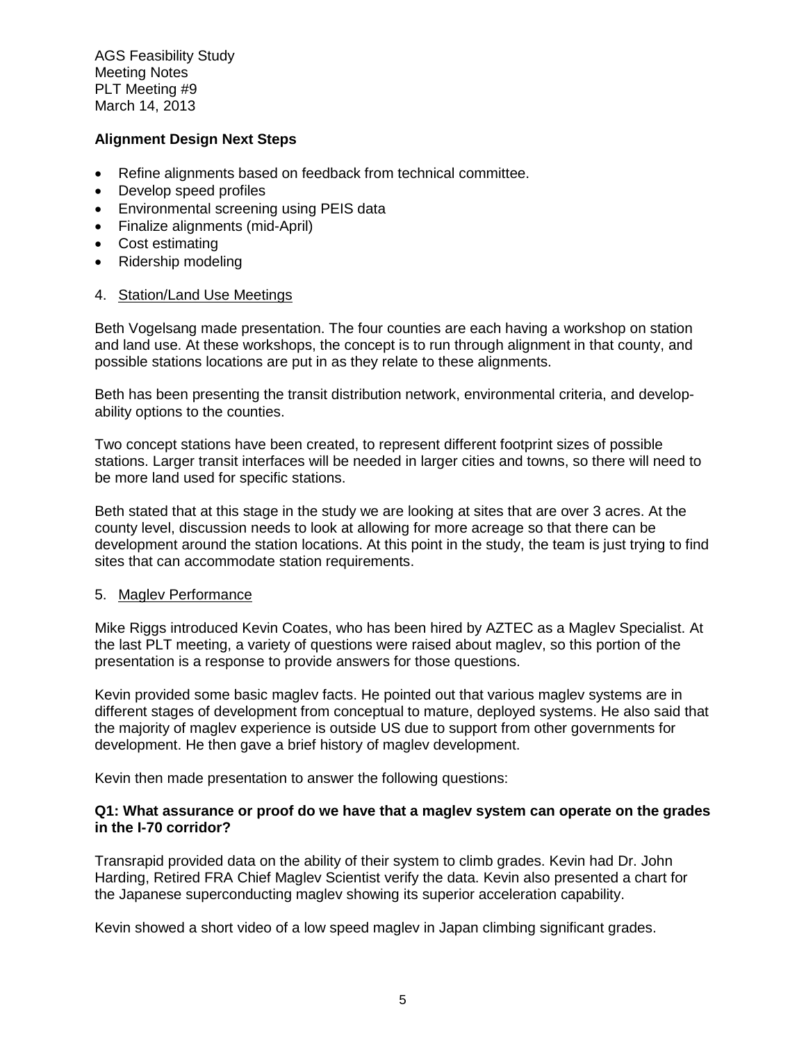**Alignment Design Next Steps**

- Refine alignments based on feedback from technical committee.
- Develop speed profiles
- Environmental screening using PEIS data
- Finalize alignments (mid-April)
- Cost estimating
- Ridership modeling

4. Station/Land Use Meetings

Beth Vogelsang made presentation. The four counties are each having a workshop on station and land use. At these workshops, the concept is to run through alignment in that county, and possible stations locations are put in as they relate to these alignments.

Beth has been presenting the transit distribution network, environmental criteria, and develop-ability options to the counties.

Two concept stations have been created, to represent different footprint sizes of possible stations. Larger transit interfaces will be needed in larger cities and towns, so there will need to be more land used for specific stations.

Beth stated that at this stage in the study we are looking at sites that are over 3 acres. At the county level, discussion needs to look at allowing for more acreage so that there can be development around the station locations. At this point in the study, the team is just trying to find sites that can accommodate station requirements.

5. Maglev Performance

Mike Riggs introduced Kevin Coates, who has been hired by AZTEC as a Maglev Specialist. At the last PLT meeting, a variety of questions were raised about maglev, so this portion of the presentation is a response to provide answers for those questions.

Kevin provided some basic maglev facts. He pointed out that various maglev systems are in different stages of development from conceptual to mature, deployed systems. He also said that the majority of maglev experience is outside US due to support from other governments for development. He then gave a brief history of maglev development.

Kevin then made presentation to answer the following questions:

**Q1: What assurance or proof do we have that a maglev system can operate on the grades in the I-70 corridor?**

Transrapid provided data on the ability of their system to climb grades. Kevin had Dr. John Harding, Retired FRA Chief Maglev Scientist verify the data. Kevin also presented a chart for the Japanese superconducting maglev showing its superior acceleration capability.

Kevin showed a short video of a low speed maglev in Japan climbing significant grades.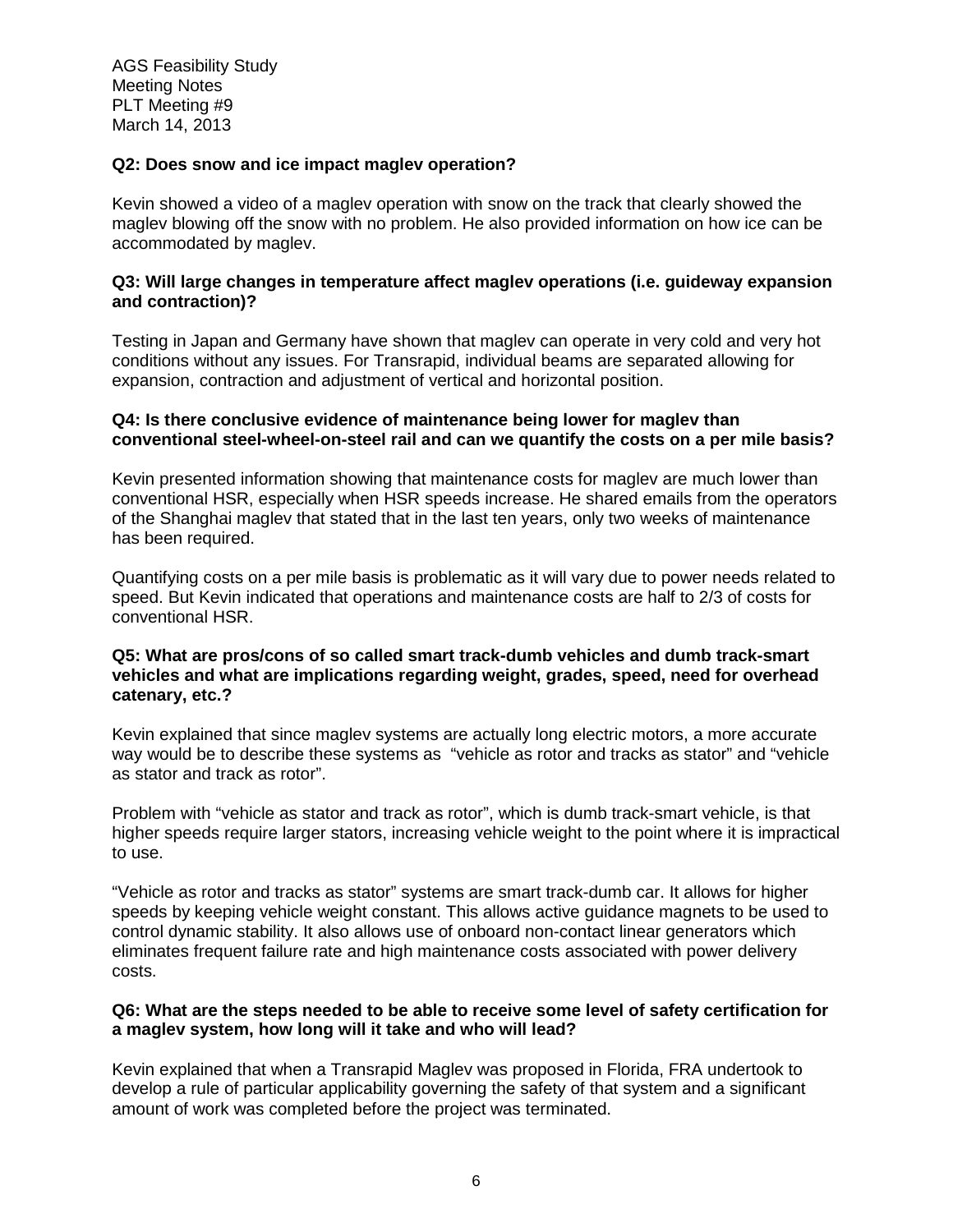**Q2: Does snow and ice impact maglev operation?**

Kevin showed a video of a maglev operation with snow on the track that clearly showed the maglev blowing off the snow with no problem. He also provided information on how ice can be accommodated by maglev.

**Q3: Will large changes in temperature affect maglev operations (i.e. guideway expansion and contraction)?**

Testing in Japan and Germany have shown that maglev can operate in very cold and very hot conditions without any issues. For Transrapid, individual beams are separated allowing for expansion, contraction and adjustment of vertical and horizontal position.

**Q4: Is there conclusive evidence of maintenance being lower for maglev than conventional steel-wheel-on-steel rail and can we quantify the costs on a per mile basis?**

Kevin presented information showing that maintenance costs for maglev are much lower than conventional HSR, especially when HSR speeds increase. He shared emails from the operators of the Shanghai maglev that stated that in the last ten years, only two weeks of maintenance has been required.

Quantifying costs on a per mile basis is problematic as it will vary due to power needs related to speed. But Kevin indicated that operations and maintenance costs are half to 2/3 of costs for conventional HSR.

**Q5: What are pros/cons of so called smart track-dumb vehicles and dumb track-smart vehicles and what are implications regarding weight, grades, speed, need for overhead catenary, etc.?**

Kevin explained that since maglev systems are actually long electric motors, a more accurate way would be to describe these systems as "vehicle as rotor and tracks as stator" and "vehicle as stator and track as rotor".

Problem with "vehicle as stator and track as rotor", which is dumb track-smart vehicle, is that higher speeds require larger stators, increasing vehicle weight to the point where it is impractical to use.

"Vehicle as rotor and tracks as stator" systems are smart track-dumb car. It allows for higher speeds by keeping vehicle weight constant. This allows active guidance magnets to be used to control dynamic stability. It also allows use of onboard non-contact linear generators which eliminates frequent failure rate and high maintenance costs associated with power delivery costs.

**Q6: What are the steps needed to be able to receive some level of safety certification for a maglev system, how long will it take and who will lead?**

Kevin explained that when a Transrapid Maglev was proposed in Florida, FRA undertook to develop a rule of particular applicability governing the safety of that system and a significant amount of work was completed before the project was terminated.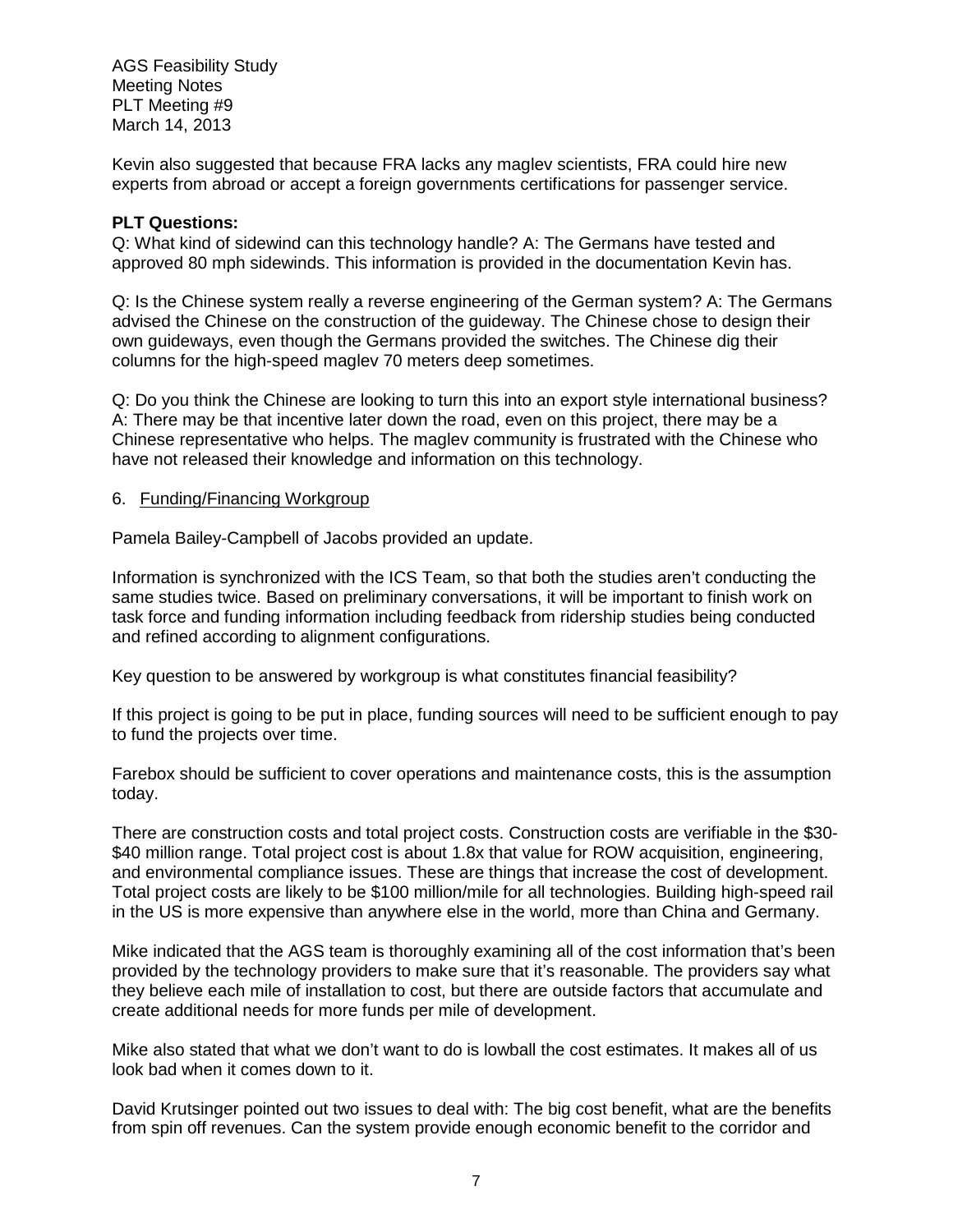AGS Feasibility Study
Meeting Notes
PLT Meeting #9
March 14, 2013

Kevin also suggested that because FRA lacks any maglev scientists, FRA could hire new experts from abroad or accept a foreign governments certifications for passenger service.

**PLT Questions:**

Q: What kind of sidewind can this technology handle? A: The Germans have tested and approved 80 mph sidewinds. This information is provided in the documentation Kevin has.

Q: Is the Chinese system really a reverse engineering of the German system? A: The Germans advised the Chinese on the construction of the guideway. The Chinese chose to design their own guideways, even though the Germans provided the switches. The Chinese dig their columns for the high-speed maglev 70 meters deep sometimes.

Q: Do you think the Chinese are looking to turn this into an export style international business? A: There may be that incentive later down the road, even on this project, there may be a Chinese representative who helps. The maglev community is frustrated with the Chinese who have not released their knowledge and information on this technology.

6. <u>Funding/Financing Workgroup</u>

Pamela Bailey-Campbell of Jacobs provided an update.

Information is synchronized with the ICS Team, so that both the studies aren't conducting the same studies twice. Based on preliminary conversations, it will be important to finish work on task force and funding information including feedback from ridership studies being conducted and refined according to alignment configurations.

Key question to be answered by workgroup is what constitutes financial feasibility?

If this project is going to be put in place, funding sources will need to be sufficient enough to pay to fund the projects over time.

Farebox should be sufficient to cover operations and maintenance costs, this is the assumption today.

There are construction costs and total project costs. Construction costs are verifiable in the $30-$40 million range. Total project cost is about 1.8x that value for ROW acquisition, engineering, and environmental compliance issues. These are things that increase the cost of development. Total project costs are likely to be $100 million/mile for all technologies. Building high-speed rail in the US is more expensive than anywhere else in the world, more than China and Germany.

Mike indicated that the AGS team is thoroughly examining all of the cost information that's been provided by the technology providers to make sure that it's reasonable. The providers say what they believe each mile of installation to cost, but there are outside factors that accumulate and create additional needs for more funds per mile of development.

Mike also stated that what we don't want to do is lowball the cost estimates. It makes all of us look bad when it comes down to it.

David Krutsinger pointed out two issues to deal with: The big cost benefit, what are the benefits from spin off revenues. Can the system provide enough economic benefit to the corridor and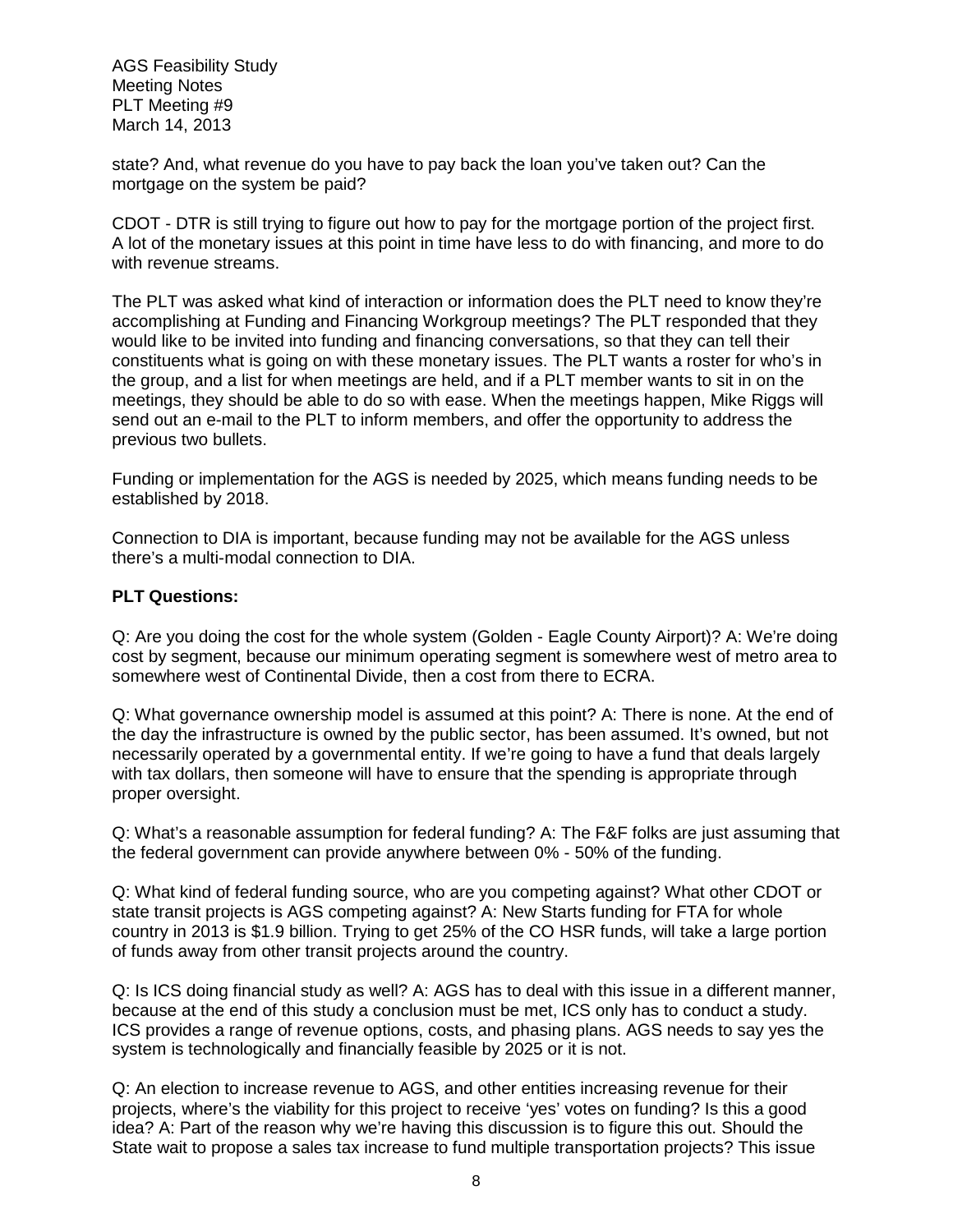state? And, what revenue do you have to pay back the loan you've taken out? Can the mortgage on the system be paid?

CDOT - DTR is still trying to figure out how to pay for the mortgage portion of the project first. A lot of the monetary issues at this point in time have less to do with financing, and more to do with revenue streams.

The PLT was asked what kind of interaction or information does the PLT need to know they're accomplishing at Funding and Financing Workgroup meetings? The PLT responded that they would like to be invited into funding and financing conversations, so that they can tell their constituents what is going on with these monetary issues. The PLT wants a roster for who's in the group, and a list for when meetings are held, and if a PLT member wants to sit in on the meetings, they should be able to do so with ease. When the meetings happen, Mike Riggs will send out an e-mail to the PLT to inform members, and offer the opportunity to address the previous two bullets.

Funding or implementation for the AGS is needed by 2025, which means funding needs to be established by 2018.

Connection to DIA is important, because funding may not be available for the AGS unless there's a multi-modal connection to DIA.

**PLT Questions:**

Q: Are you doing the cost for the whole system (Golden - Eagle County Airport)? A: We're doing cost by segment, because our minimum operating segment is somewhere west of metro area to somewhere west of Continental Divide, then a cost from there to ECRA.

Q: What governance ownership model is assumed at this point? A: There is none. At the end of the day the infrastructure is owned by the public sector, has been assumed. It's owned, but not necessarily operated by a governmental entity. If we're going to have a fund that deals largely with tax dollars, then someone will have to ensure that the spending is appropriate through proper oversight.

Q: What's a reasonable assumption for federal funding? A: The F&F folks are just assuming that the federal government can provide anywhere between 0% - 50% of the funding.

Q: What kind of federal funding source, who are you competing against? What other CDOT or state transit projects is AGS competing against? A: New Starts funding for FTA for whole country in 2013 is $1.9 billion. Trying to get 25% of the CO HSR funds, will take a large portion of funds away from other transit projects around the country.

Q: Is ICS doing financial study as well? A: AGS has to deal with this issue in a different manner, because at the end of this study a conclusion must be met, ICS only has to conduct a study. ICS provides a range of revenue options, costs, and phasing plans. AGS needs to say yes the system is technologically and financially feasible by 2025 or it is not.

Q: An election to increase revenue to AGS, and other entities increasing revenue for their projects, where's the viability for this project to receive 'yes' votes on funding? Is this a good idea? A: Part of the reason why we're having this discussion is to figure this out. Should the State wait to propose a sales tax increase to fund multiple transportation projects? This issue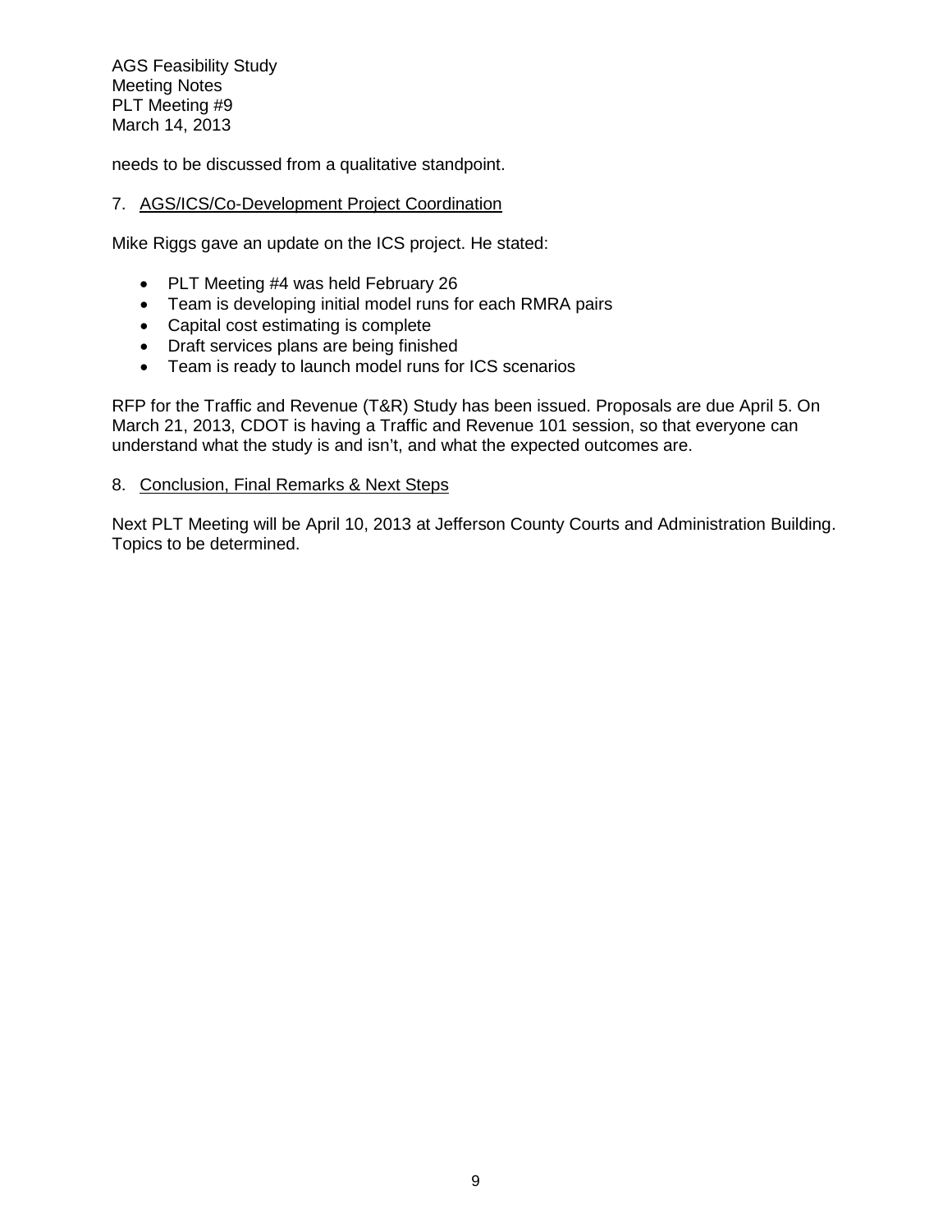needs to be discussed from a qualitative standpoint.

7. AGS/ICS/Co-Development Project Coordination

Mike Riggs gave an update on the ICS project. He stated:

- PLT Meeting #4 was held February 26
- Team is developing initial model runs for each RMRA pairs
- Capital cost estimating is complete
- Draft services plans are being finished
- Team is ready to launch model runs for ICS scenarios

RFP for the Traffic and Revenue (T&R) Study has been issued. Proposals are due April 5. On March 21, 2013, CDOT is having a Traffic and Revenue 101 session, so that everyone can understand what the study is and isn't, and what the expected outcomes are.

8. Conclusion, Final Remarks & Next Steps

Next PLT Meeting will be April 10, 2013 at Jefferson County Courts and Administration Building. Topics to be determined.